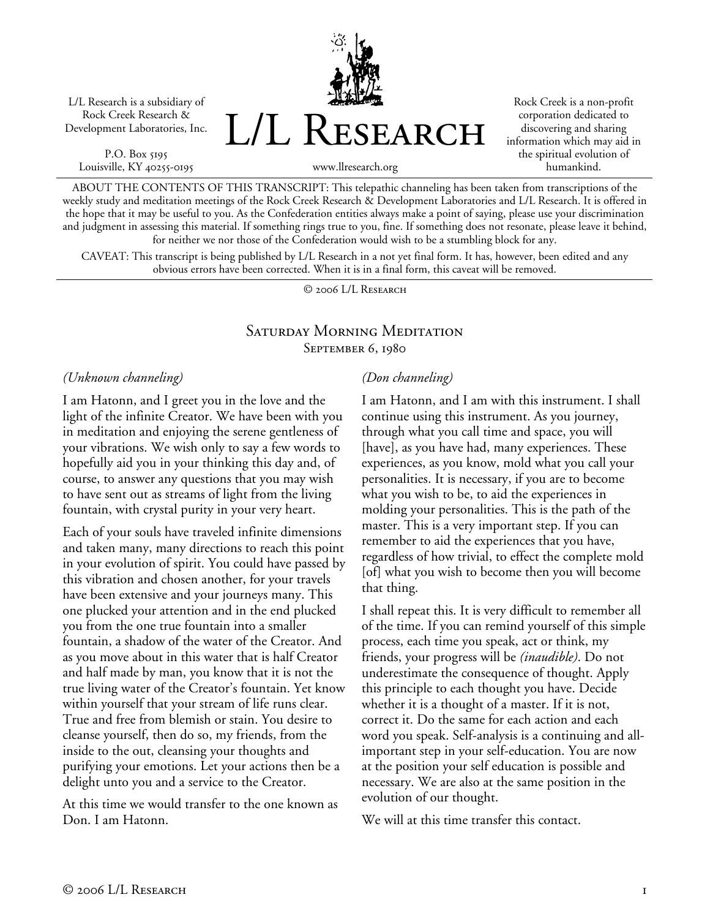L/L Research is a subsidiary of Rock Creek Research & Development Laboratories, Inc.

P.O. Box 5195
Louisville, KY 40255-0195

# L/L Research

www.llresearch.org

Rock Creek is a non-profit corporation dedicated to discovering and sharing information which may aid in the spiritual evolution of humankind.

ABOUT THE CONTENTS OF THIS TRANSCRIPT: This telepathic channeling has been taken from transcriptions of the weekly study and meditation meetings of the Rock Creek Research & Development Laboratories and L/L Research. It is offered in the hope that it may be useful to you. As the Confederation entities always make a point of saying, please use your discrimination and judgment in assessing this material. If something rings true to you, fine. If something does not resonate, please leave it behind, for neither we nor those of the Confederation would wish to be a stumbling block for any.

CAVEAT: This transcript is being published by L/L Research in a not yet final form. It has, however, been edited and any obvious errors have been corrected. When it is in a final form, this caveat will be removed.

© 2006 L/L Research

## Saturday Morning Meditation
### September 6, 1980

*(Unknown channeling)*

I am Hatonn, and I greet you in the love and the light of the infinite Creator. We have been with you in meditation and enjoying the serene gentleness of your vibrations. We wish only to say a few words to hopefully aid you in your thinking this day and, of course, to answer any questions that you may wish to have sent out as streams of light from the living fountain, with crystal purity in your very heart.

Each of your souls have traveled infinite dimensions and taken many, many directions to reach this point in your evolution of spirit. You could have passed by this vibration and chosen another, for your travels have been extensive and your journeys many. This one plucked your attention and in the end plucked you from the one true fountain into a smaller fountain, a shadow of the water of the Creator. And as you move about in this water that is half Creator and half made by man, you know that it is not the true living water of the Creator's fountain. Yet know within yourself that your stream of life runs clear. True and free from blemish or stain. You desire to cleanse yourself, then do so, my friends, from the inside to the out, cleansing your thoughts and purifying your emotions. Let your actions then be a delight unto you and a service to the Creator.

At this time we would transfer to the one known as Don. I am Hatonn.

*(Don channeling)*

I am Hatonn, and I am with this instrument. I shall continue using this instrument. As you journey, through what you call time and space, you will [have], as you have had, many experiences. These experiences, as you know, mold what you call your personalities. It is necessary, if you are to become what you wish to be, to aid the experiences in molding your personalities. This is the path of the master. This is a very important step. If you can remember to aid the experiences that you have, regardless of how trivial, to effect the complete mold [of] what you wish to become then you will become that thing.

I shall repeat this. It is very difficult to remember all of the time. If you can remind yourself of this simple process, each time you speak, act or think, my friends, your progress will be *(inaudible)*. Do not underestimate the consequence of thought. Apply this principle to each thought you have. Decide whether it is a thought of a master. If it is not, correct it. Do the same for each action and each word you speak. Self-analysis is a continuing and all-important step in your self-education. You are now at the position your self education is possible and necessary. We are also at the same position in the evolution of our thought.

We will at this time transfer this contact.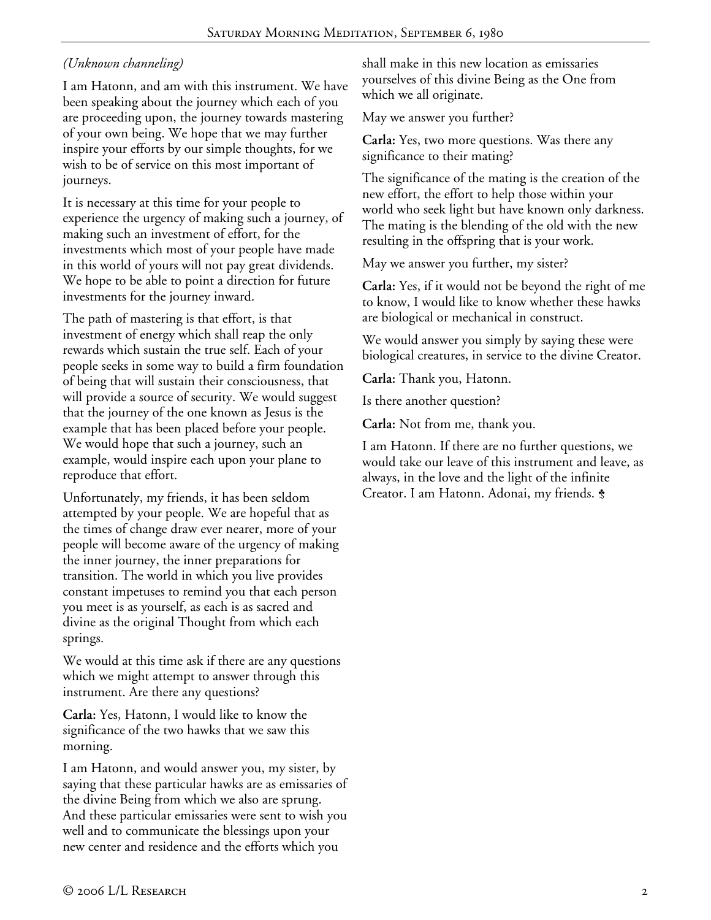*(Unknown channeling)*

I am Hatonn, and am with this instrument. We have been speaking about the journey which each of you are proceeding upon, the journey towards mastering of your own being. We hope that we may further inspire your efforts by our simple thoughts, for we wish to be of service on this most important of journeys.

It is necessary at this time for your people to experience the urgency of making such a journey, of making such an investment of effort, for the investments which most of your people have made in this world of yours will not pay great dividends. We hope to be able to point a direction for future investments for the journey inward.

The path of mastering is that effort, is that investment of energy which shall reap the only rewards which sustain the true self. Each of your people seeks in some way to build a firm foundation of being that will sustain their consciousness, that will provide a source of security. We would suggest that the journey of the one known as Jesus is the example that has been placed before your people. We would hope that such a journey, such an example, would inspire each upon your plane to reproduce that effort.

Unfortunately, my friends, it has been seldom attempted by your people. We are hopeful that as the times of change draw ever nearer, more of your people will become aware of the urgency of making the inner journey, the inner preparations for transition. The world in which you live provides constant impetuses to remind you that each person you meet is as yourself, as each is as sacred and divine as the original Thought from which each springs.

We would at this time ask if there are any questions which we might attempt to answer through this instrument. Are there any questions?

**Carla:** Yes, Hatonn, I would like to know the significance of the two hawks that we saw this morning.

I am Hatonn, and would answer you, my sister, by saying that these particular hawks are as emissaries of the divine Being from which we also are sprung. And these particular emissaries were sent to wish you well and to communicate the blessings upon your new center and residence and the efforts which you shall make in this new location as emissaries yourselves of this divine Being as the One from which we all originate.

May we answer you further?

**Carla:** Yes, two more questions. Was there any significance to their mating?

The significance of the mating is the creation of the new effort, the effort to help those within your world who seek light but have known only darkness. The mating is the blending of the old with the new resulting in the offspring that is your work.

May we answer you further, my sister?

**Carla:** Yes, if it would not be beyond the right of me to know, I would like to know whether these hawks are biological or mechanical in construct.

We would answer you simply by saying these were biological creatures, in service to the divine Creator.

**Carla:** Thank you, Hatonn.

Is there another question?

**Carla:** Not from me, thank you.

I am Hatonn. If there are no further questions, we would take our leave of this instrument and leave, as always, in the love and the light of the infinite Creator. I am Hatonn. Adonai, my friends.